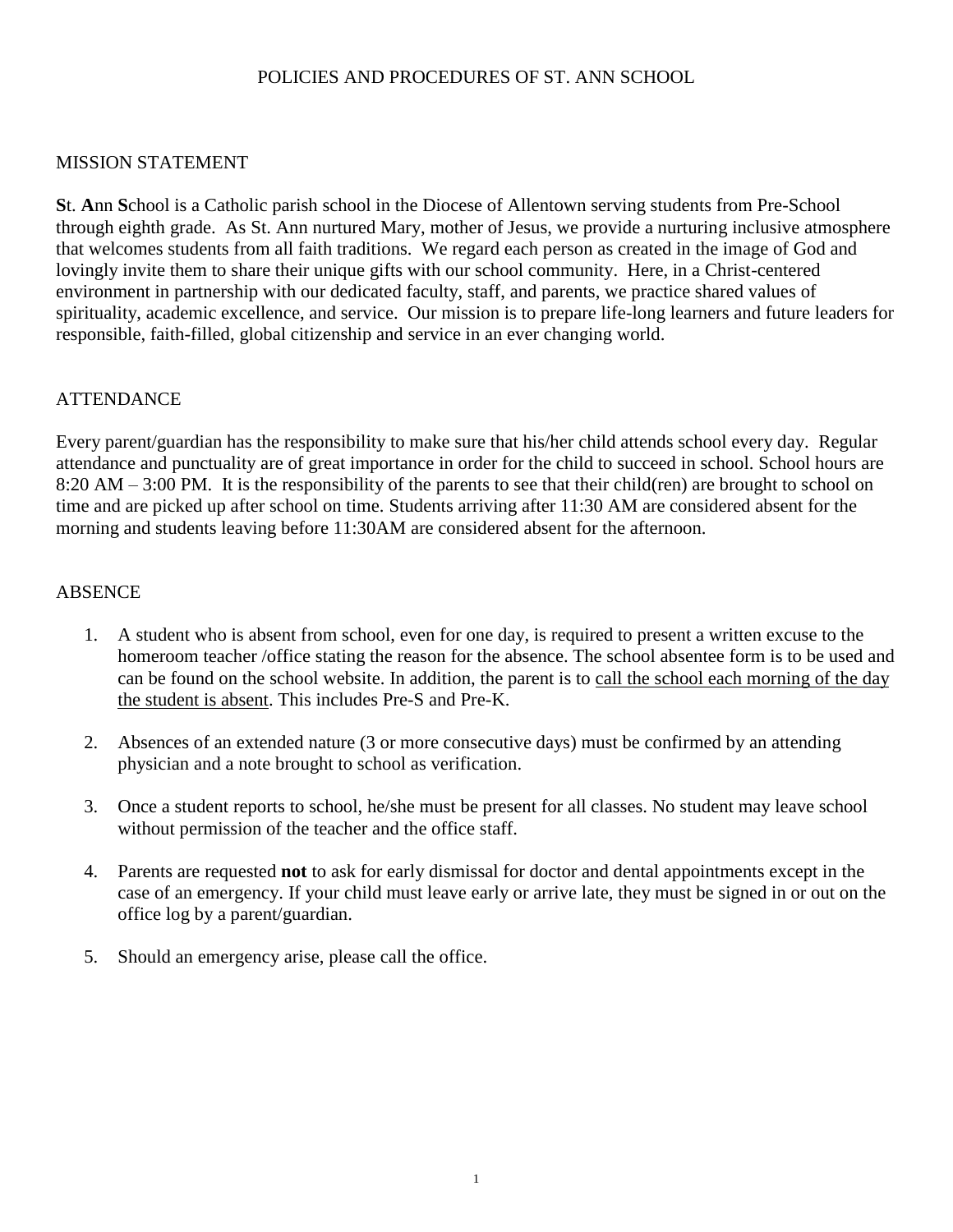# POLICIES AND PROCEDURES OF ST. ANN SCHOOL

## MISSION STATEMENT

**S**t. **A**nn **S**chool is a Catholic parish school in the Diocese of Allentown serving students from Pre-School through eighth grade. As St. Ann nurtured Mary, mother of Jesus, we provide a nurturing inclusive atmosphere that welcomes students from all faith traditions. We regard each person as created in the image of God and lovingly invite them to share their unique gifts with our school community. Here, in a Christ-centered environment in partnership with our dedicated faculty, staff, and parents, we practice shared values of spirituality, academic excellence, and service. Our mission is to prepare life-long learners and future leaders for responsible, faith-filled, global citizenship and service in an ever changing world.

## ATTENDANCE

Every parent/guardian has the responsibility to make sure that his/her child attends school every day. Regular attendance and punctuality are of great importance in order for the child to succeed in school. School hours are 8:20 AM – 3:00 PM. It is the responsibility of the parents to see that their child(ren) are brought to school on time and are picked up after school on time. Students arriving after 11:30 AM are considered absent for the morning and students leaving before 11:30AM are considered absent for the afternoon.

## ABSENCE

1. A student who is absent from school, even for one day, is required to present a written excuse to the homeroom teacher /office stating the reason for the absence. The school absentee form is to be used and can be found on the school website. In addition, the parent is to call the school each morning of the day the student is absent. This includes Pre-S and Pre-K.

2. Absences of an extended nature (3 or more consecutive days) must be confirmed by an attending physician and a note brought to school as verification.

3. Once a student reports to school, he/she must be present for all classes. No student may leave school without permission of the teacher and the office staff.

4. Parents are requested **not** to ask for early dismissal for doctor and dental appointments except in the case of an emergency. If your child must leave early or arrive late, they must be signed in or out on the office log by a parent/guardian.

5. Should an emergency arise, please call the office.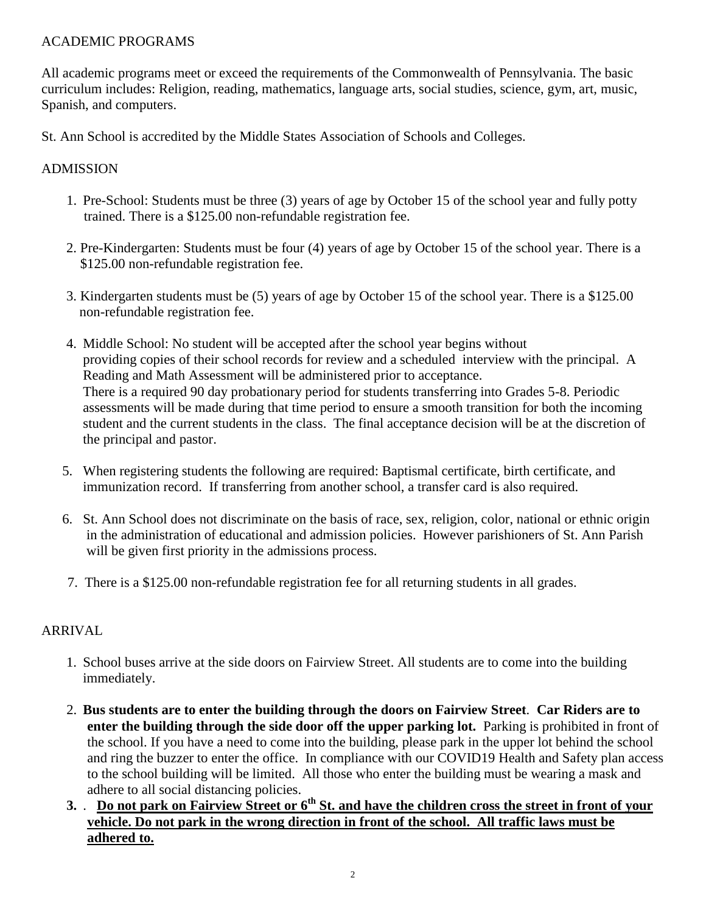## ACADEMIC PROGRAMS

All academic programs meet or exceed the requirements of the Commonwealth of Pennsylvania. The basic curriculum includes: Religion, reading, mathematics, language arts, social studies, science, gym, art, music, Spanish, and computers.

St. Ann School is accredited by the Middle States Association of Schools and Colleges.

## ADMISSION

1. Pre-School: Students must be three (3) years of age by October 15 of the school year and fully potty trained. There is a $125.00 non-refundable registration fee.

2. Pre-Kindergarten: Students must be four (4) years of age by October 15 of the school year. There is a $125.00 non-refundable registration fee.

3. Kindergarten students must be (5) years of age by October 15 of the school year. There is a $125.00 non-refundable registration fee.

4. Middle School: No student will be accepted after the school year begins without providing copies of their school records for review and a scheduled interview with the principal. A Reading and Math Assessment will be administered prior to acceptance.
   There is a required 90 day probationary period for students transferring into Grades 5-8. Periodic assessments will be made during that time period to ensure a smooth transition for both the incoming student and the current students in the class. The final acceptance decision will be at the discretion of the principal and pastor.

5. When registering students the following are required: Baptismal certificate, birth certificate, and immunization record. If transferring from another school, a transfer card is also required.

6. St. Ann School does not discriminate on the basis of race, sex, religion, color, national or ethnic origin in the administration of educational and admission policies. However parishioners of St. Ann Parish will be given first priority in the admissions process.

7. There is a $125.00 non-refundable registration fee for all returning students in all grades.

## ARRIVAL

1. School buses arrive at the side doors on Fairview Street. All students are to come into the building immediately.

2. **Bus students are to enter the building through the doors on Fairview Street**. **Car Riders are to enter the building through the side door off the upper parking lot.** Parking is prohibited in front of the school. If you have a need to come into the building, please park in the upper lot behind the school and ring the buzzer to enter the office. In compliance with our COVID19 Health and Safety plan access to the school building will be limited. All those who enter the building must be wearing a mask and adhere to all social distancing policies.

3. . **Do not park on Fairview Street or 6th St. and have the children cross the street in front of your vehicle. Do not park in the wrong direction in front of the school. All traffic laws must be adhered to.**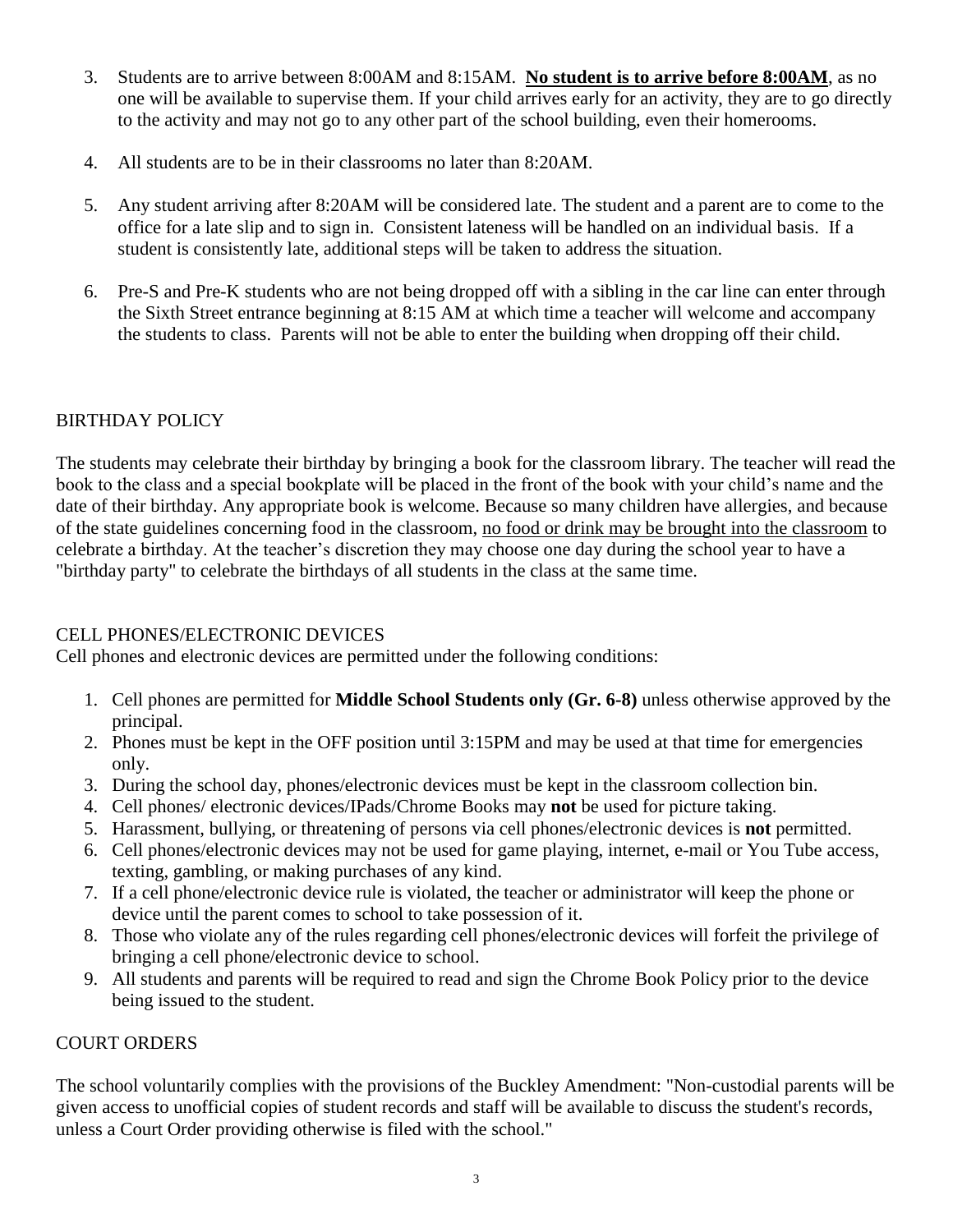3. Students are to arrive between 8:00AM and 8:15AM. **No student is to arrive before 8:00AM**, as no one will be available to supervise them. If your child arrives early for an activity, they are to go directly to the activity and may not go to any other part of the school building, even their homerooms.

4. All students are to be in their classrooms no later than 8:20AM.

5. Any student arriving after 8:20AM will be considered late. The student and a parent are to come to the office for a late slip and to sign in. Consistent lateness will be handled on an individual basis. If a student is consistently late, additional steps will be taken to address the situation.

6. Pre-S and Pre-K students who are not being dropped off with a sibling in the car line can enter through the Sixth Street entrance beginning at 8:15 AM at which time a teacher will welcome and accompany the students to class. Parents will not be able to enter the building when dropping off their child.

## BIRTHDAY POLICY

The students may celebrate their birthday by bringing a book for the classroom library. The teacher will read the book to the class and a special bookplate will be placed in the front of the book with your child's name and the date of their birthday. Any appropriate book is welcome. Because so many children have allergies, and because of the state guidelines concerning food in the classroom, no food or drink may be brought into the classroom to celebrate a birthday. At the teacher's discretion they may choose one day during the school year to have a "birthday party" to celebrate the birthdays of all students in the class at the same time.

## CELL PHONES/ELECTRONIC DEVICES

Cell phones and electronic devices are permitted under the following conditions:

1. Cell phones are permitted for **Middle School Students only (Gr. 6-8)** unless otherwise approved by the principal.
2. Phones must be kept in the OFF position until 3:15PM and may be used at that time for emergencies only.
3. During the school day, phones/electronic devices must be kept in the classroom collection bin.
4. Cell phones/ electronic devices/IPads/Chrome Books may **not** be used for picture taking.
5. Harassment, bullying, or threatening of persons via cell phones/electronic devices is **not** permitted.
6. Cell phones/electronic devices may not be used for game playing, internet, e-mail or You Tube access, texting, gambling, or making purchases of any kind.
7. If a cell phone/electronic device rule is violated, the teacher or administrator will keep the phone or device until the parent comes to school to take possession of it.
8. Those who violate any of the rules regarding cell phones/electronic devices will forfeit the privilege of bringing a cell phone/electronic device to school.
9. All students and parents will be required to read and sign the Chrome Book Policy prior to the device being issued to the student.

## COURT ORDERS

The school voluntarily complies with the provisions of the Buckley Amendment: "Non-custodial parents will be given access to unofficial copies of student records and staff will be available to discuss the student's records, unless a Court Order providing otherwise is filed with the school."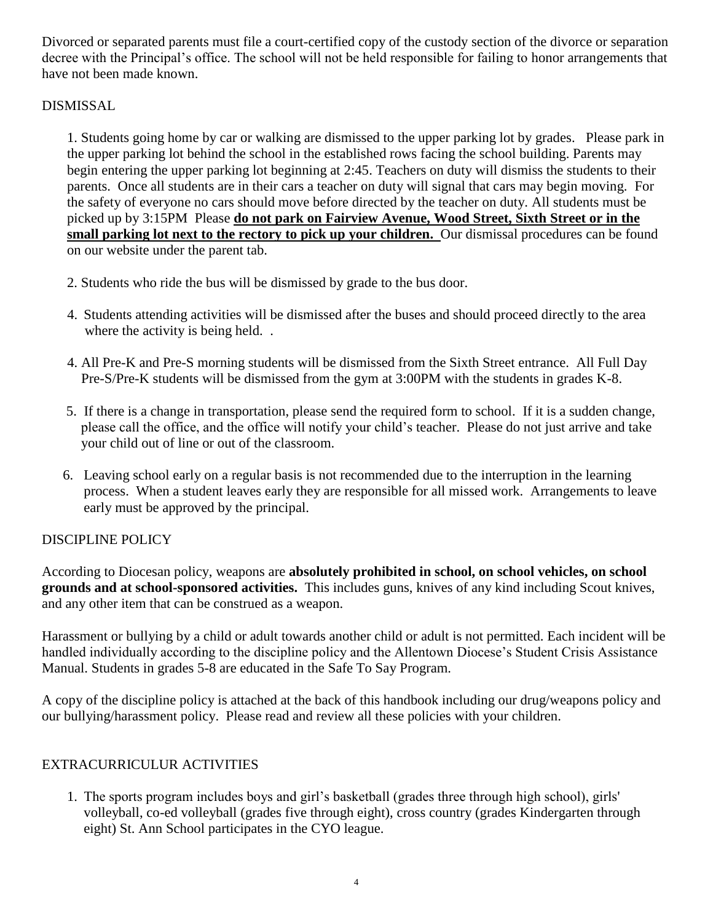Divorced or separated parents must file a court-certified copy of the custody section of the divorce or separation decree with the Principal's office. The school will not be held responsible for failing to honor arrangements that have not been made known.

## DISMISSAL

1. Students going home by car or walking are dismissed to the upper parking lot by grades. Please park in the upper parking lot behind the school in the established rows facing the school building. Parents may begin entering the upper parking lot beginning at 2:45. Teachers on duty will dismiss the students to their parents. Once all students are in their cars a teacher on duty will signal that cars may begin moving. For the safety of everyone no cars should move before directed by the teacher on duty. All students must be picked up by 3:15PM Please **do not park on Fairview Avenue, Wood Street, Sixth Street or in the small parking lot next to the rectory to pick up your children.** Our dismissal procedures can be found on our website under the parent tab.

2. Students who ride the bus will be dismissed by grade to the bus door.

4. Students attending activities will be dismissed after the buses and should proceed directly to the area where the activity is being held. .

4. All Pre-K and Pre-S morning students will be dismissed from the Sixth Street entrance. All Full Day Pre-S/Pre-K students will be dismissed from the gym at 3:00PM with the students in grades K-8.

5. If there is a change in transportation, please send the required form to school. If it is a sudden change, please call the office, and the office will notify your child's teacher. Please do not just arrive and take your child out of line or out of the classroom.

6. Leaving school early on a regular basis is not recommended due to the interruption in the learning process. When a student leaves early they are responsible for all missed work. Arrangements to leave early must be approved by the principal.

## DISCIPLINE POLICY

According to Diocesan policy, weapons are **absolutely prohibited in school, on school vehicles, on school grounds and at school-sponsored activities.** This includes guns, knives of any kind including Scout knives, and any other item that can be construed as a weapon.

Harassment or bullying by a child or adult towards another child or adult is not permitted. Each incident will be handled individually according to the discipline policy and the Allentown Diocese's Student Crisis Assistance Manual. Students in grades 5-8 are educated in the Safe To Say Program.

A copy of the discipline policy is attached at the back of this handbook including our drug/weapons policy and our bullying/harassment policy. Please read and review all these policies with your children.

## EXTRACURRICULUR ACTIVITIES

1. The sports program includes boys and girl's basketball (grades three through high school), girls' volleyball, co-ed volleyball (grades five through eight), cross country (grades Kindergarten through eight) St. Ann School participates in the CYO league.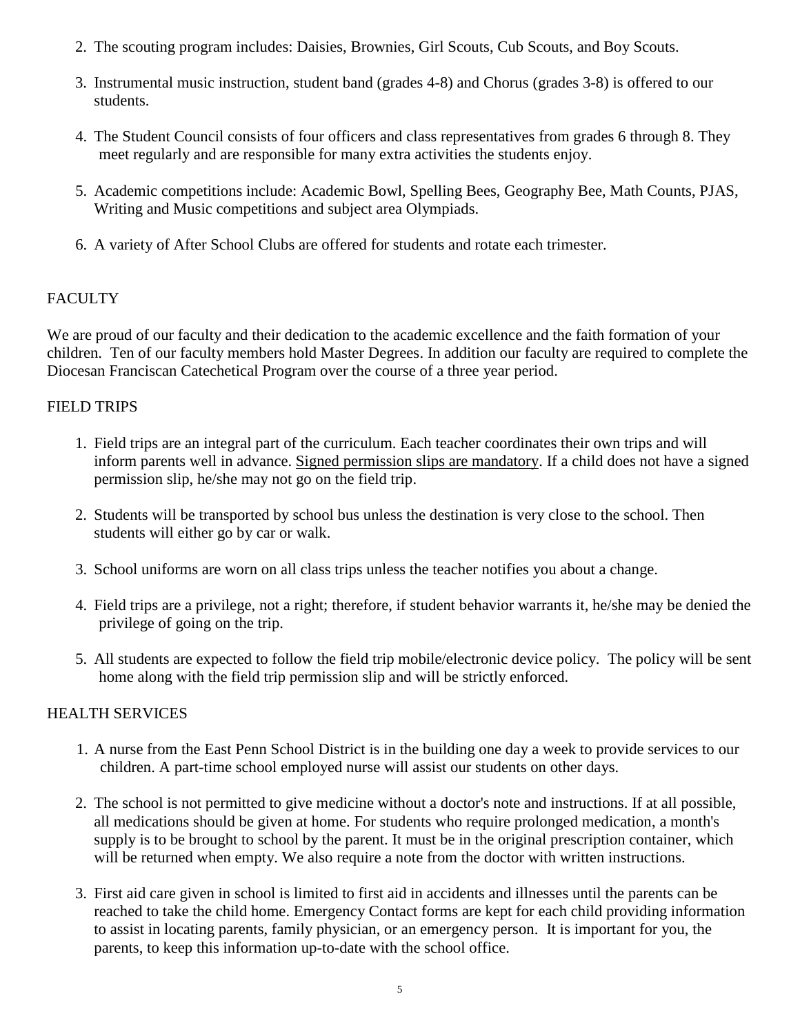2. The scouting program includes: Daisies, Brownies, Girl Scouts, Cub Scouts, and Boy Scouts.

3. Instrumental music instruction, student band (grades 4-8) and Chorus (grades 3-8) is offered to our students.

4. The Student Council consists of four officers and class representatives from grades 6 through 8. They meet regularly and are responsible for many extra activities the students enjoy.

5. Academic competitions include: Academic Bowl, Spelling Bees, Geography Bee, Math Counts, PJAS, Writing and Music competitions and subject area Olympiads.

6. A variety of After School Clubs are offered for students and rotate each trimester.

## FACULTY

We are proud of our faculty and their dedication to the academic excellence and the faith formation of your children. Ten of our faculty members hold Master Degrees. In addition our faculty are required to complete the Diocesan Franciscan Catechetical Program over the course of a three year period.

## FIELD TRIPS

1. Field trips are an integral part of the curriculum. Each teacher coordinates their own trips and will inform parents well in advance. <u>Signed permission slips are mandatory</u>. If a child does not have a signed permission slip, he/she may not go on the field trip.

2. Students will be transported by school bus unless the destination is very close to the school. Then students will either go by car or walk.

3. School uniforms are worn on all class trips unless the teacher notifies you about a change.

4. Field trips are a privilege, not a right; therefore, if student behavior warrants it, he/she may be denied the privilege of going on the trip.

5. All students are expected to follow the field trip mobile/electronic device policy. The policy will be sent home along with the field trip permission slip and will be strictly enforced.

## HEALTH SERVICES

1. A nurse from the East Penn School District is in the building one day a week to provide services to our children. A part-time school employed nurse will assist our students on other days.

2. The school is not permitted to give medicine without a doctor's note and instructions. If at all possible, all medications should be given at home. For students who require prolonged medication, a month's supply is to be brought to school by the parent. It must be in the original prescription container, which will be returned when empty. We also require a note from the doctor with written instructions.

3. First aid care given in school is limited to first aid in accidents and illnesses until the parents can be reached to take the child home. Emergency Contact forms are kept for each child providing information to assist in locating parents, family physician, or an emergency person. It is important for you, the parents, to keep this information up-to-date with the school office.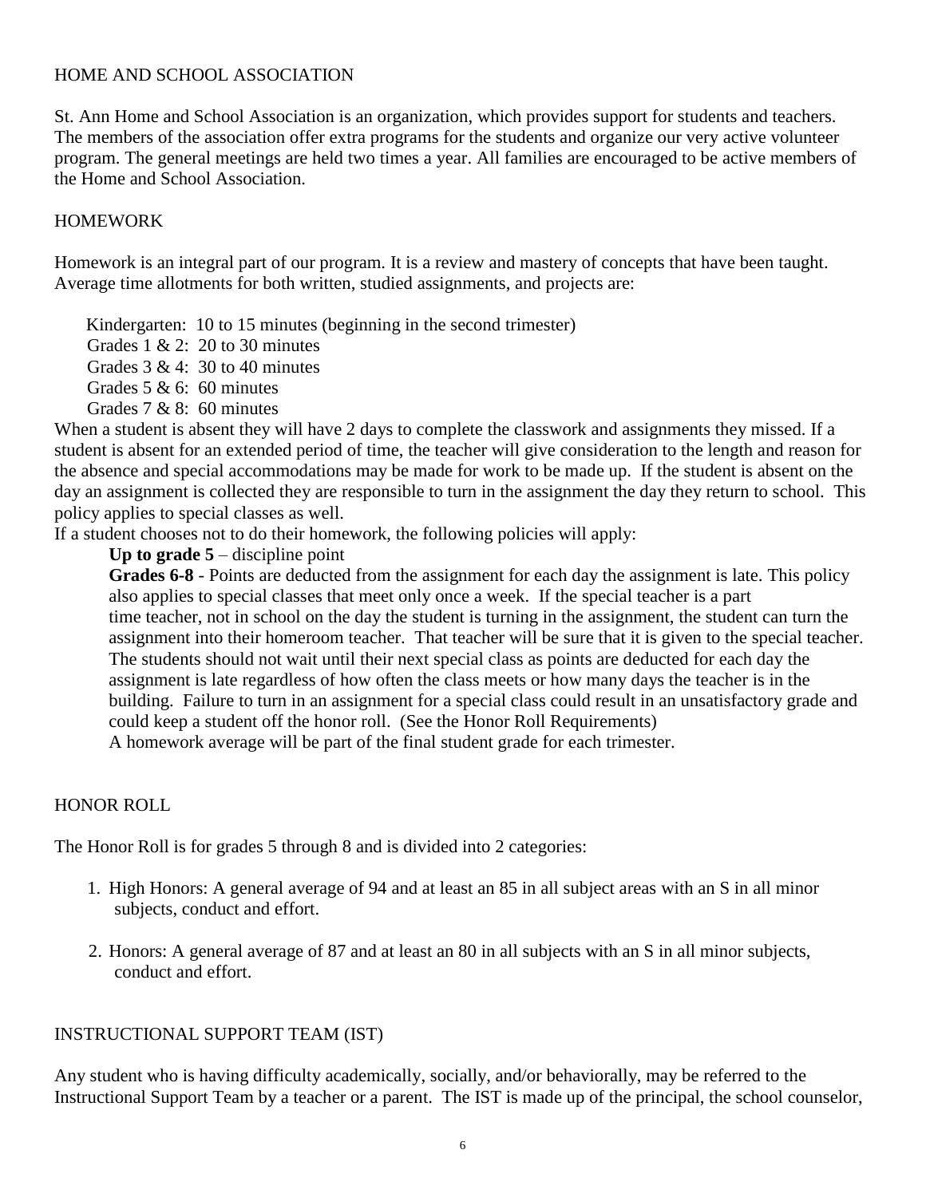## HOME AND SCHOOL ASSOCIATION

St. Ann Home and School Association is an organization, which provides support for students and teachers. The members of the association offer extra programs for the students and organize our very active volunteer program. The general meetings are held two times a year. All families are encouraged to be active members of the Home and School Association.

## HOMEWORK

Homework is an integral part of our program. It is a review and mastery of concepts that have been taught. Average time allotments for both written, studied assignments, and projects are:

Kindergarten: 10 to 15 minutes (beginning in the second trimester)
Grades 1 & 2: 20 to 30 minutes
Grades 3 & 4: 30 to 40 minutes
Grades 5 & 6: 60 minutes
Grades 7 & 8: 60 minutes

When a student is absent they will have 2 days to complete the classwork and assignments they missed. If a student is absent for an extended period of time, the teacher will give consideration to the length and reason for the absence and special accommodations may be made for work to be made up. If the student is absent on the day an assignment is collected they are responsible to turn in the assignment the day they return to school. This policy applies to special classes as well.

If a student chooses not to do their homework, the following policies will apply:

**Up to grade 5** – discipline point

**Grades 6-8** - Points are deducted from the assignment for each day the assignment is late. This policy also applies to special classes that meet only once a week. If the special teacher is a part time teacher, not in school on the day the student is turning in the assignment, the student can turn the assignment into their homeroom teacher. That teacher will be sure that it is given to the special teacher. The students should not wait until their next special class as points are deducted for each day the assignment is late regardless of how often the class meets or how many days the teacher is in the building. Failure to turn in an assignment for a special class could result in an unsatisfactory grade and could keep a student off the honor roll. (See the Honor Roll Requirements)

A homework average will be part of the final student grade for each trimester.

## HONOR ROLL

The Honor Roll is for grades 5 through 8 and is divided into 2 categories:

1. High Honors: A general average of 94 and at least an 85 in all subject areas with an S in all minor subjects, conduct and effort.

2. Honors: A general average of 87 and at least an 80 in all subjects with an S in all minor subjects, conduct and effort.

## INSTRUCTIONAL SUPPORT TEAM (IST)

Any student who is having difficulty academically, socially, and/or behaviorally, may be referred to the Instructional Support Team by a teacher or a parent. The IST is made up of the principal, the school counselor,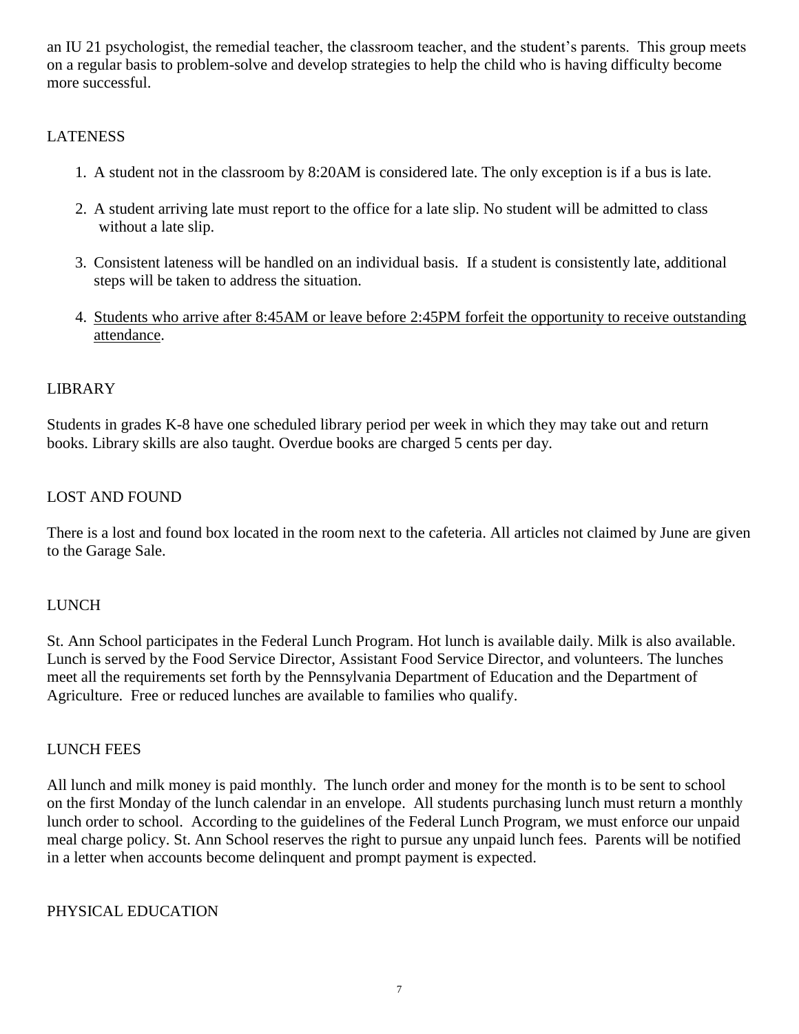an IU 21 psychologist, the remedial teacher, the classroom teacher, and the student's parents. This group meets on a regular basis to problem-solve and develop strategies to help the child who is having difficulty become more successful.

## LATENESS

1. A student not in the classroom by 8:20AM is considered late. The only exception is if a bus is late.
2. A student arriving late must report to the office for a late slip. No student will be admitted to class without a late slip.
3. Consistent lateness will be handled on an individual basis. If a student is consistently late, additional steps will be taken to address the situation.
4. <u>Students who arrive after 8:45AM or leave before 2:45PM forfeit the opportunity to receive outstanding attendance</u>.

## LIBRARY

Students in grades K-8 have one scheduled library period per week in which they may take out and return books. Library skills are also taught. Overdue books are charged 5 cents per day.

## LOST AND FOUND

There is a lost and found box located in the room next to the cafeteria. All articles not claimed by June are given to the Garage Sale.

## LUNCH

St. Ann School participates in the Federal Lunch Program. Hot lunch is available daily. Milk is also available. Lunch is served by the Food Service Director, Assistant Food Service Director, and volunteers. The lunches meet all the requirements set forth by the Pennsylvania Department of Education and the Department of Agriculture. Free or reduced lunches are available to families who qualify.

## LUNCH FEES

All lunch and milk money is paid monthly. The lunch order and money for the month is to be sent to school on the first Monday of the lunch calendar in an envelope. All students purchasing lunch must return a monthly lunch order to school. According to the guidelines of the Federal Lunch Program, we must enforce our unpaid meal charge policy. St. Ann School reserves the right to pursue any unpaid lunch fees. Parents will be notified in a letter when accounts become delinquent and prompt payment is expected.

## PHYSICAL EDUCATION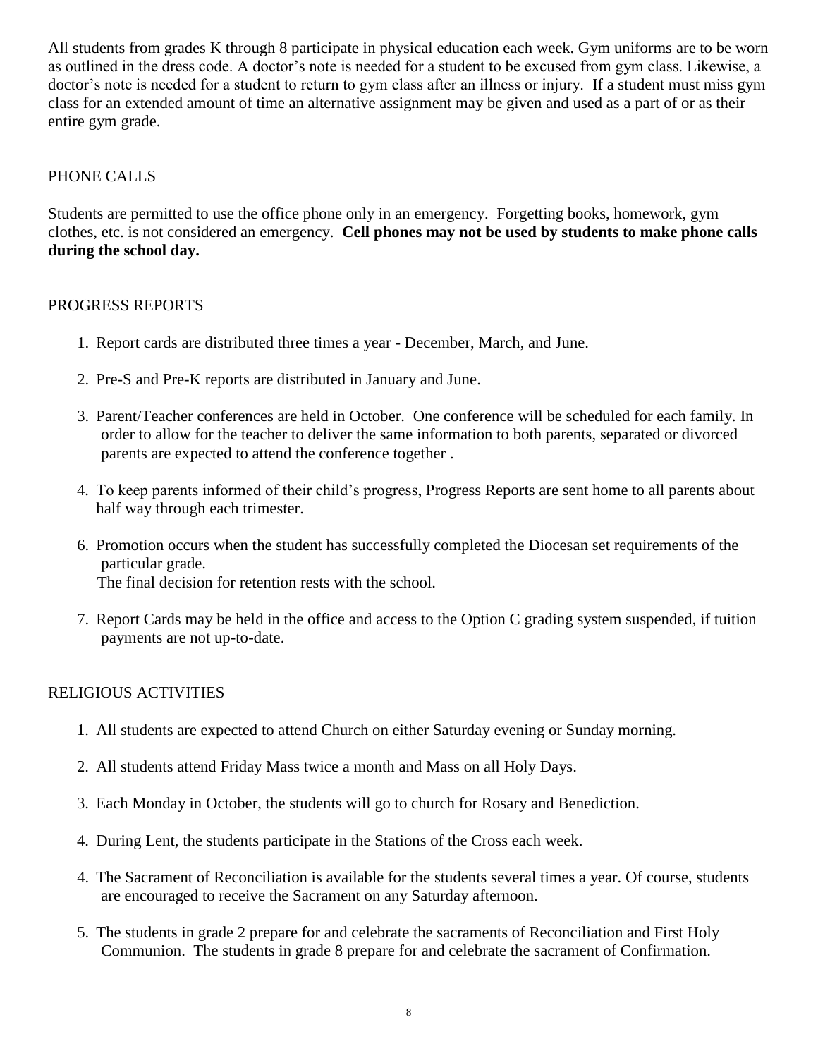All students from grades K through 8 participate in physical education each week. Gym uniforms are to be worn as outlined in the dress code. A doctor's note is needed for a student to be excused from gym class. Likewise, a doctor's note is needed for a student to return to gym class after an illness or injury. If a student must miss gym class for an extended amount of time an alternative assignment may be given and used as a part of or as their entire gym grade.

## PHONE CALLS

Students are permitted to use the office phone only in an emergency. Forgetting books, homework, gym clothes, etc. is not considered an emergency. **Cell phones may not be used by students to make phone calls during the school day.**

## PROGRESS REPORTS

1. Report cards are distributed three times a year - December, March, and June.

2. Pre-S and Pre-K reports are distributed in January and June.

3. Parent/Teacher conferences are held in October. One conference will be scheduled for each family. In order to allow for the teacher to deliver the same information to both parents, separated or divorced parents are expected to attend the conference together .

4. To keep parents informed of their child's progress, Progress Reports are sent home to all parents about half way through each trimester.

6. Promotion occurs when the student has successfully completed the Diocesan set requirements of the particular grade.
   The final decision for retention rests with the school.

7. Report Cards may be held in the office and access to the Option C grading system suspended, if tuition payments are not up-to-date.

## RELIGIOUS ACTIVITIES

1. All students are expected to attend Church on either Saturday evening or Sunday morning.

2. All students attend Friday Mass twice a month and Mass on all Holy Days.

3. Each Monday in October, the students will go to church for Rosary and Benediction.

4. During Lent, the students participate in the Stations of the Cross each week.

4. The Sacrament of Reconciliation is available for the students several times a year. Of course, students are encouraged to receive the Sacrament on any Saturday afternoon.

5. The students in grade 2 prepare for and celebrate the sacraments of Reconciliation and First Holy Communion. The students in grade 8 prepare for and celebrate the sacrament of Confirmation.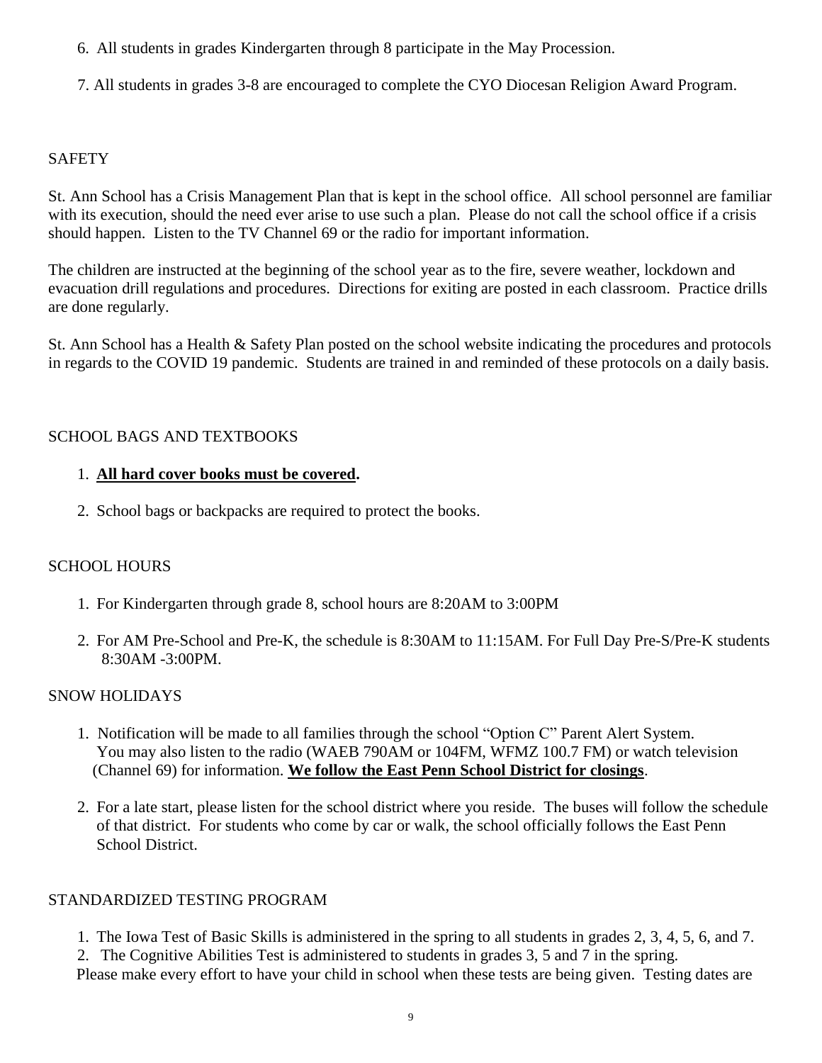6. All students in grades Kindergarten through 8 participate in the May Procession.

7. All students in grades 3-8 are encouraged to complete the CYO Diocesan Religion Award Program.

## SAFETY

St. Ann School has a Crisis Management Plan that is kept in the school office. All school personnel are familiar with its execution, should the need ever arise to use such a plan. Please do not call the school office if a crisis should happen. Listen to the TV Channel 69 or the radio for important information.

The children are instructed at the beginning of the school year as to the fire, severe weather, lockdown and evacuation drill regulations and procedures. Directions for exiting are posted in each classroom. Practice drills are done regularly.

St. Ann School has a Health & Safety Plan posted on the school website indicating the procedures and protocols in regards to the COVID 19 pandemic. Students are trained in and reminded of these protocols on a daily basis.

## SCHOOL BAGS AND TEXTBOOKS

1. **<u>All hard cover books must be covered</u>.**
2. School bags or backpacks are required to protect the books.

## SCHOOL HOURS

1. For Kindergarten through grade 8, school hours are 8:20AM to 3:00PM
2. For AM Pre-School and Pre-K, the schedule is 8:30AM to 11:15AM. For Full Day Pre-S/Pre-K students 8:30AM -3:00PM.

## SNOW HOLIDAYS

1. Notification will be made to all families through the school "Option C" Parent Alert System. You may also listen to the radio (WAEB 790AM or 104FM, WFMZ 100.7 FM) or watch television (Channel 69) for information. **<u>We follow the East Penn School District for closings</u>**.
2. For a late start, please listen for the school district where you reside. The buses will follow the schedule of that district. For students who come by car or walk, the school officially follows the East Penn School District.

## STANDARDIZED TESTING PROGRAM

1. The Iowa Test of Basic Skills is administered in the spring to all students in grades 2, 3, 4, 5, 6, and 7.
2. The Cognitive Abilities Test is administered to students in grades 3, 5 and 7 in the spring.

Please make every effort to have your child in school when these tests are being given. Testing dates are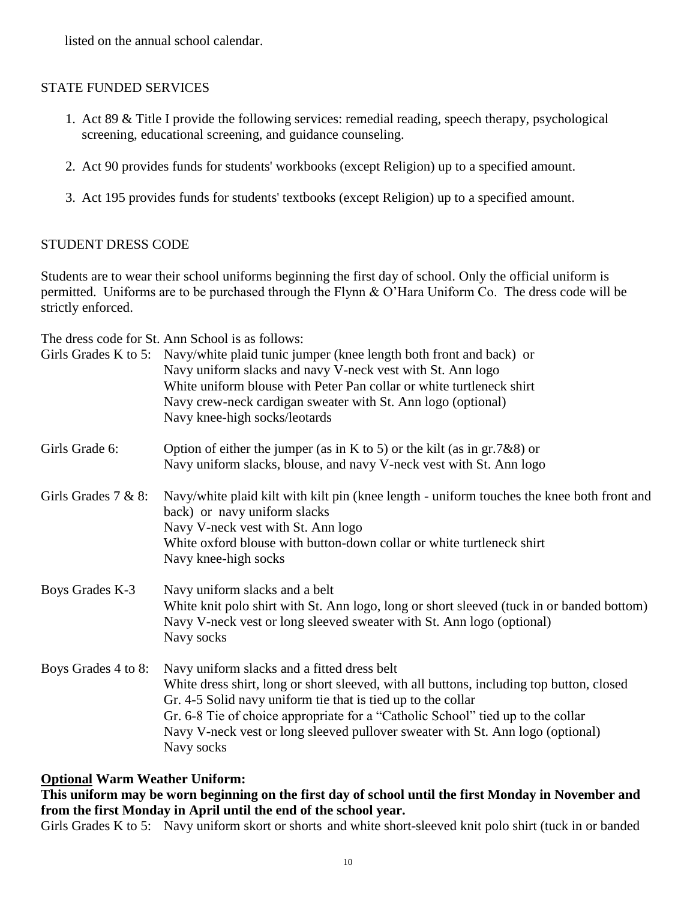listed on the annual school calendar.

## STATE FUNDED SERVICES

1. Act 89 & Title I provide the following services: remedial reading, speech therapy, psychological screening, educational screening, and guidance counseling.
2. Act 90 provides funds for students' workbooks (except Religion) up to a specified amount.
3. Act 195 provides funds for students' textbooks (except Religion) up to a specified amount.

## STUDENT DRESS CODE

Students are to wear their school uniforms beginning the first day of school. Only the official uniform is permitted. Uniforms are to be purchased through the Flynn & O'Hara Uniform Co. The dress code will be strictly enforced.

The dress code for St. Ann School is as follows:

Girls Grades K to 5:
- Navy/white plaid tunic jumper (knee length both front and back) or
- Navy uniform slacks and navy V-neck vest with St. Ann logo
- White uniform blouse with Peter Pan collar or white turtleneck shirt
- Navy crew-neck cardigan sweater with St. Ann logo (optional)
- Navy knee-high socks/leotards

Girls Grade 6:
- Option of either the jumper (as in K to 5) or the kilt (as in gr.7&8) or
- Navy uniform slacks, blouse, and navy V-neck vest with St. Ann logo

Girls Grades 7 & 8:
- Navy/white plaid kilt with kilt pin (knee length - uniform touches the knee both front and back) or navy uniform slacks
- Navy V-neck vest with St. Ann logo
- White oxford blouse with button-down collar or white turtleneck shirt
- Navy knee-high socks

Boys Grades K-3
- Navy uniform slacks and a belt
- White knit polo shirt with St. Ann logo, long or short sleeved (tuck in or banded bottom)
- Navy V-neck vest or long sleeved sweater with St. Ann logo (optional)
- Navy socks

Boys Grades 4 to 8:
- Navy uniform slacks and a fitted dress belt
- White dress shirt, long or short sleeved, with all buttons, including top button, closed
- Gr. 4-5 Solid navy uniform tie that is tied up to the collar
- Gr. 6-8 Tie of choice appropriate for a "Catholic School" tied up to the collar
- Navy V-neck vest or long sleeved pullover sweater with St. Ann logo (optional)
- Navy socks

**Optional Warm Weather Uniform:**

**This uniform may be worn beginning on the first day of school until the first Monday in November and from the first Monday in April until the end of the school year.**

Girls Grades K to 5: Navy uniform skort or shorts and white short-sleeved knit polo shirt (tuck in or banded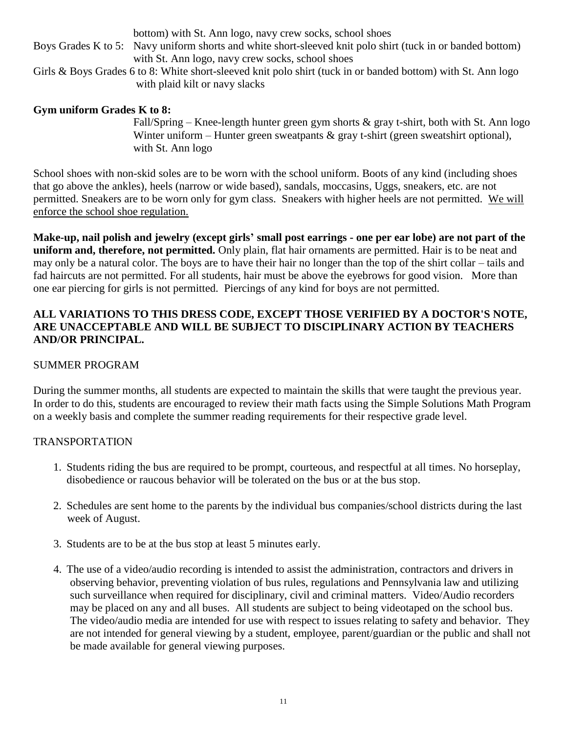bottom) with St. Ann logo, navy crew socks, school shoes

Boys Grades K to 5: Navy uniform shorts and white short-sleeved knit polo shirt (tuck in or banded bottom) with St. Ann logo, navy crew socks, school shoes

Girls & Boys Grades 6 to 8: White short-sleeved knit polo shirt (tuck in or banded bottom) with St. Ann logo with plaid kilt or navy slacks

**Gym uniform Grades K to 8:**

Fall/Spring – Knee-length hunter green gym shorts & gray t-shirt, both with St. Ann logo
Winter uniform – Hunter green sweatpants & gray t-shirt (green sweatshirt optional), with St. Ann logo

School shoes with non-skid soles are to be worn with the school uniform. Boots of any kind (including shoes that go above the ankles), heels (narrow or wide based), sandals, moccasins, Uggs, sneakers, etc. are not permitted. Sneakers are to be worn only for gym class. Sneakers with higher heels are not permitted. <u>We will enforce the school shoe regulation.</u>

**Make-up, nail polish and jewelry (except girls' small post earrings - one per ear lobe) are not part of the uniform and, therefore, not permitted.** Only plain, flat hair ornaments are permitted. Hair is to be neat and may only be a natural color. The boys are to have their hair no longer than the top of the shirt collar – tails and fad haircuts are not permitted. For all students, hair must be above the eyebrows for good vision. More than one ear piercing for girls is not permitted. Piercings of any kind for boys are not permitted.

**ALL VARIATIONS TO THIS DRESS CODE, EXCEPT THOSE VERIFIED BY A DOCTOR'S NOTE, ARE UNACCEPTABLE AND WILL BE SUBJECT TO DISCIPLINARY ACTION BY TEACHERS AND/OR PRINCIPAL.**

## SUMMER PROGRAM

During the summer months, all students are expected to maintain the skills that were taught the previous year. In order to do this, students are encouraged to review their math facts using the Simple Solutions Math Program on a weekly basis and complete the summer reading requirements for their respective grade level.

## TRANSPORTATION

1. Students riding the bus are required to be prompt, courteous, and respectful at all times. No horseplay, disobedience or raucous behavior will be tolerated on the bus or at the bus stop.

2. Schedules are sent home to the parents by the individual bus companies/school districts during the last week of August.

3. Students are to be at the bus stop at least 5 minutes early.

4. The use of a video/audio recording is intended to assist the administration, contractors and drivers in observing behavior, preventing violation of bus rules, regulations and Pennsylvania law and utilizing such surveillance when required for disciplinary, civil and criminal matters. Video/Audio recorders may be placed on any and all buses. All students are subject to being videotaped on the school bus. The video/audio media are intended for use with respect to issues relating to safety and behavior. They are not intended for general viewing by a student, employee, parent/guardian or the public and shall not be made available for general viewing purposes.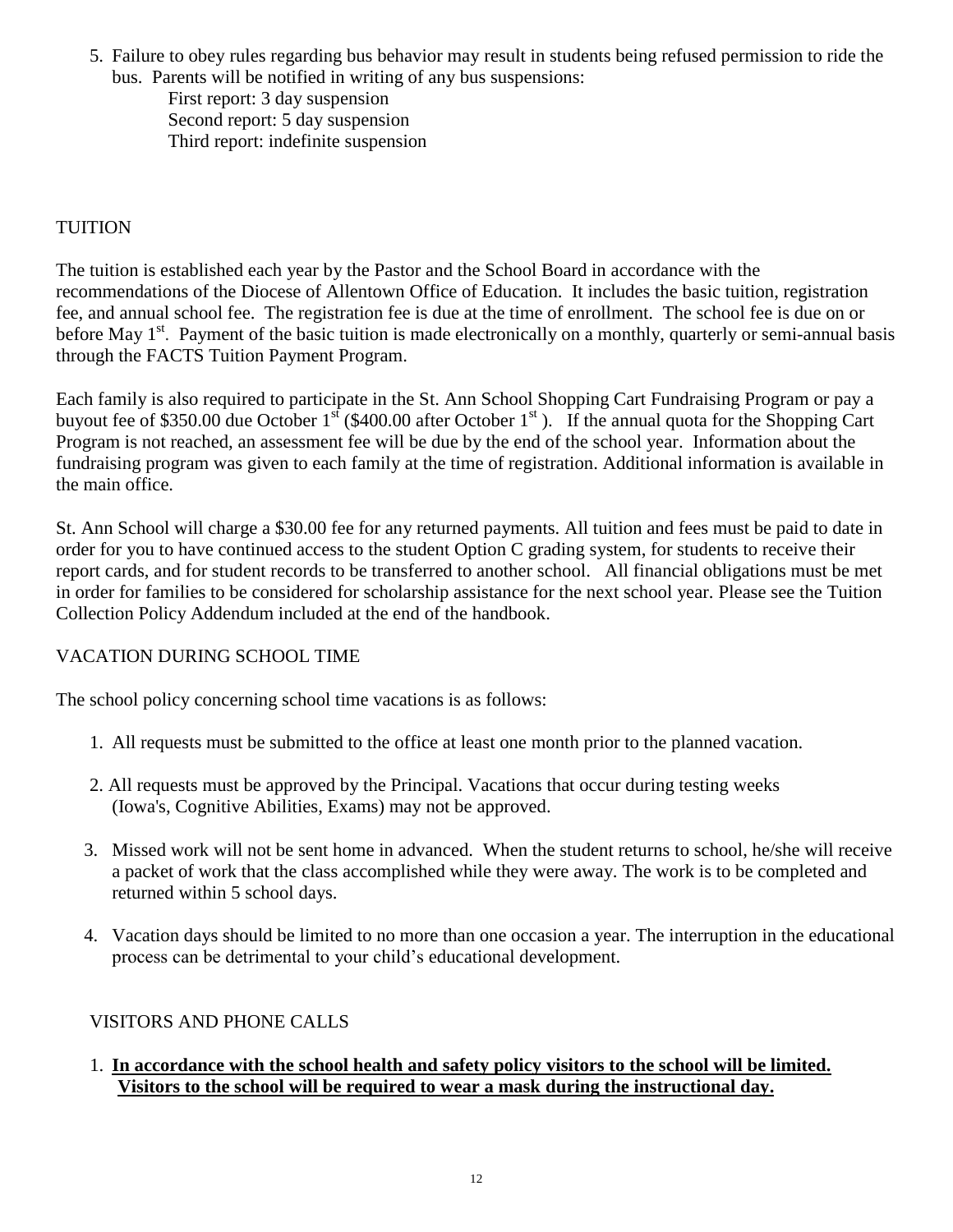5. Failure to obey rules regarding bus behavior may result in students being refused permission to ride the bus. Parents will be notified in writing of any bus suspensions:
   First report: 3 day suspension
   Second report: 5 day suspension
   Third report: indefinite suspension

## TUITION

The tuition is established each year by the Pastor and the School Board in accordance with the recommendations of the Diocese of Allentown Office of Education. It includes the basic tuition, registration fee, and annual school fee. The registration fee is due at the time of enrollment. The school fee is due on or before May 1st. Payment of the basic tuition is made electronically on a monthly, quarterly or semi-annual basis through the FACTS Tuition Payment Program.

Each family is also required to participate in the St. Ann School Shopping Cart Fundraising Program or pay a buyout fee of $350.00 due October 1st ($400.00 after October 1st ). If the annual quota for the Shopping Cart Program is not reached, an assessment fee will be due by the end of the school year. Information about the fundraising program was given to each family at the time of registration. Additional information is available in the main office.

St. Ann School will charge a $30.00 fee for any returned payments. All tuition and fees must be paid to date in order for you to have continued access to the student Option C grading system, for students to receive their report cards, and for student records to be transferred to another school. All financial obligations must be met in order for families to be considered for scholarship assistance for the next school year. Please see the Tuition Collection Policy Addendum included at the end of the handbook.

## VACATION DURING SCHOOL TIME

The school policy concerning school time vacations is as follows:

1. All requests must be submitted to the office at least one month prior to the planned vacation.
2. All requests must be approved by the Principal. Vacations that occur during testing weeks (Iowa's, Cognitive Abilities, Exams) may not be approved.
3. Missed work will not be sent home in advanced. When the student returns to school, he/she will receive a packet of work that the class accomplished while they were away. The work is to be completed and returned within 5 school days.
4. Vacation days should be limited to no more than one occasion a year. The interruption in the educational process can be detrimental to your child's educational development.

## VISITORS AND PHONE CALLS

1. **<u>In accordance with the school health and safety policy visitors to the school will be limited. Visitors to the school will be required to wear a mask during the instructional day.</u>**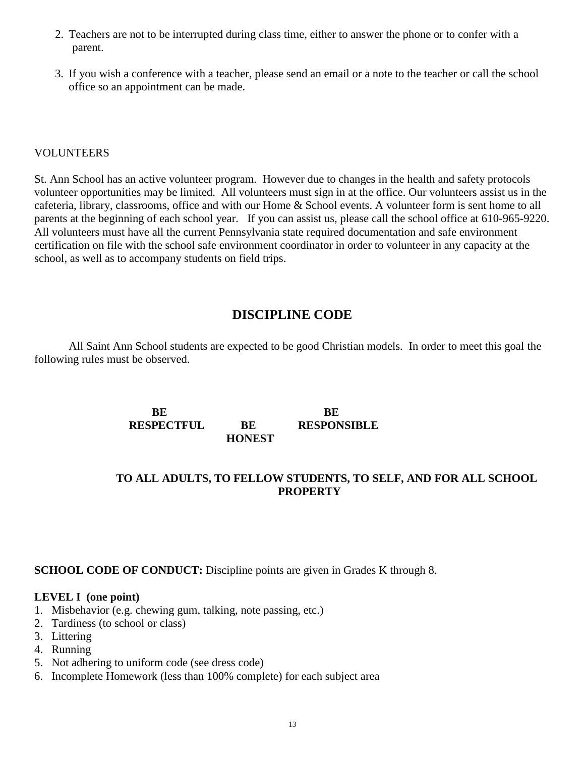2. Teachers are not to be interrupted during class time, either to answer the phone or to confer with a parent.

3. If you wish a conference with a teacher, please send an email or a note to the teacher or call the school office so an appointment can be made.

VOLUNTEERS

St. Ann School has an active volunteer program. However due to changes in the health and safety protocols volunteer opportunities may be limited. All volunteers must sign in at the office. Our volunteers assist us in the cafeteria, library, classrooms, office and with our Home & School events. A volunteer form is sent home to all parents at the beginning of each school year. If you can assist us, please call the school office at 610-965-9220. All volunteers must have all the current Pennsylvania state required documentation and safe environment certification on file with the school safe environment coordinator in order to volunteer in any capacity at the school, as well as to accompany students on field trips.

## DISCIPLINE CODE

All Saint Ann School students are expected to be good Christian models. In order to meet this goal the following rules must be observed.

**BE RESPECTFUL** **BE HONEST** **BE RESPONSIBLE**

**TO ALL ADULTS, TO FELLOW STUDENTS, TO SELF, AND FOR ALL SCHOOL PROPERTY**

**SCHOOL CODE OF CONDUCT:** Discipline points are given in Grades K through 8.

**LEVEL I (one point)**

1. Misbehavior (e.g. chewing gum, talking, note passing, etc.)
2. Tardiness (to school or class)
3. Littering
4. Running
5. Not adhering to uniform code (see dress code)
6. Incomplete Homework (less than 100% complete) for each subject area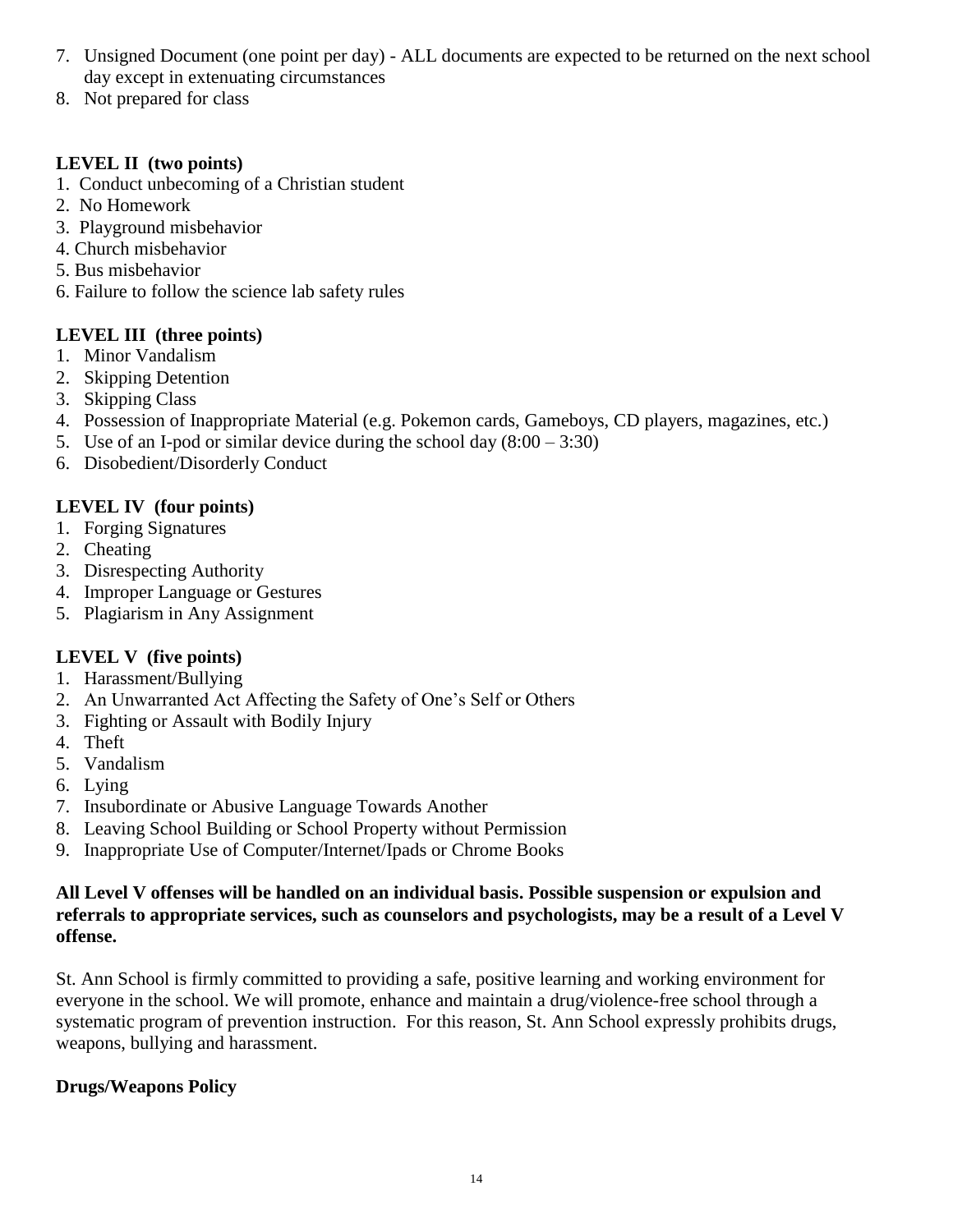7. Unsigned Document (one point per day) - ALL documents are expected to be returned on the next school day except in extenuating circumstances
8. Not prepared for class

**LEVEL II (two points)**

1. Conduct unbecoming of a Christian student
2. No Homework
3. Playground misbehavior
4. Church misbehavior
5. Bus misbehavior
6. Failure to follow the science lab safety rules

**LEVEL III (three points)**

1. Minor Vandalism
2. Skipping Detention
3. Skipping Class
4. Possession of Inappropriate Material (e.g. Pokemon cards, Gameboys, CD players, magazines, etc.)
5. Use of an I-pod or similar device during the school day (8:00 – 3:30)
6. Disobedient/Disorderly Conduct

**LEVEL IV (four points)**

1. Forging Signatures
2. Cheating
3. Disrespecting Authority
4. Improper Language or Gestures
5. Plagiarism in Any Assignment

**LEVEL V (five points)**

1. Harassment/Bullying
2. An Unwarranted Act Affecting the Safety of One's Self or Others
3. Fighting or Assault with Bodily Injury
4. Theft
5. Vandalism
6. Lying
7. Insubordinate or Abusive Language Towards Another
8. Leaving School Building or School Property without Permission
9. Inappropriate Use of Computer/Internet/Ipads or Chrome Books

**All Level V offenses will be handled on an individual basis. Possible suspension or expulsion and referrals to appropriate services, such as counselors and psychologists, may be a result of a Level V offense.**

St. Ann School is firmly committed to providing a safe, positive learning and working environment for everyone in the school. We will promote, enhance and maintain a drug/violence-free school through a systematic program of prevention instruction. For this reason, St. Ann School expressly prohibits drugs, weapons, bullying and harassment.

**Drugs/Weapons Policy**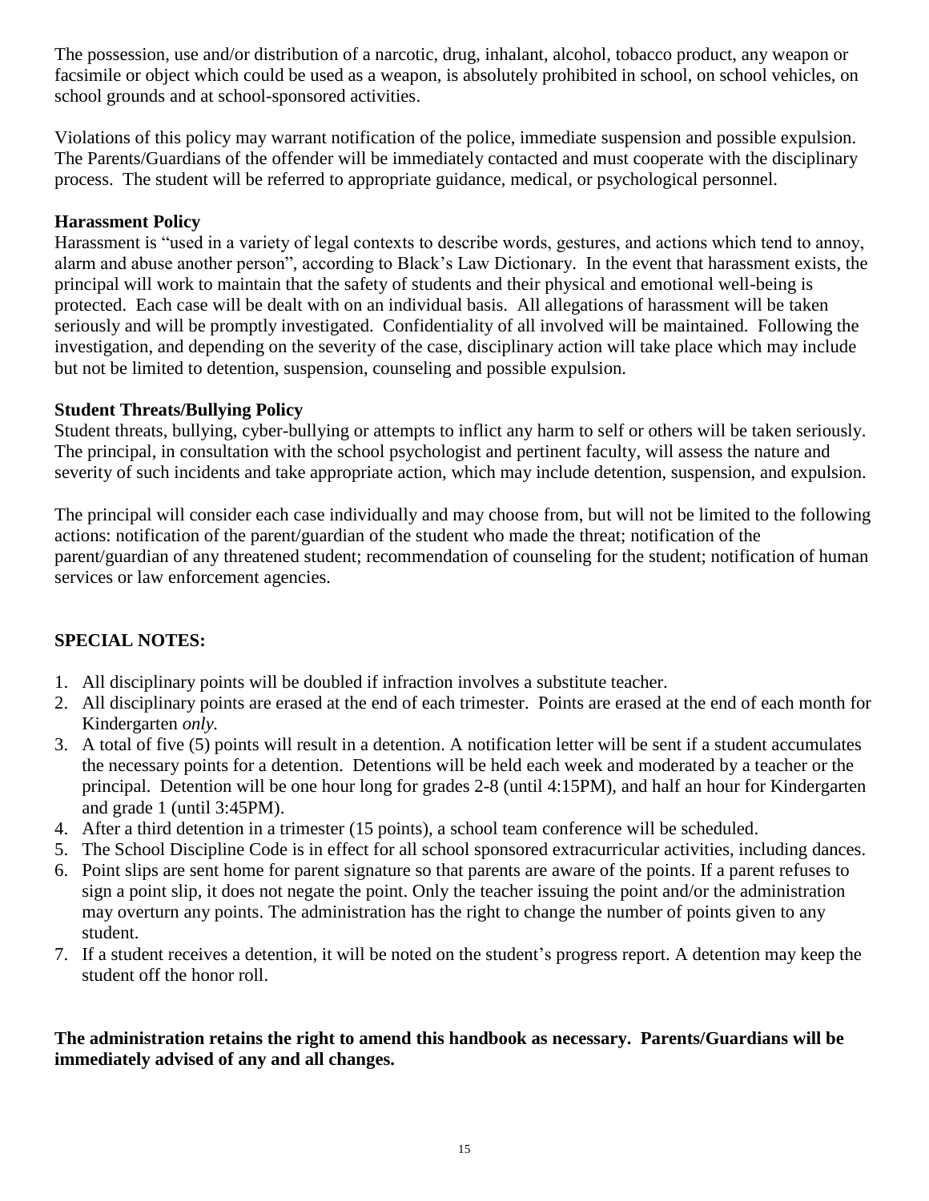The possession, use and/or distribution of a narcotic, drug, inhalant, alcohol, tobacco product, any weapon or facsimile or object which could be used as a weapon, is absolutely prohibited in school, on school vehicles, on school grounds and at school-sponsored activities.

Violations of this policy may warrant notification of the police, immediate suspension and possible expulsion. The Parents/Guardians of the offender will be immediately contacted and must cooperate with the disciplinary process. The student will be referred to appropriate guidance, medical, or psychological personnel.

**Harassment Policy**

Harassment is "used in a variety of legal contexts to describe words, gestures, and actions which tend to annoy, alarm and abuse another person", according to Black's Law Dictionary. In the event that harassment exists, the principal will work to maintain that the safety of students and their physical and emotional well-being is protected. Each case will be dealt with on an individual basis. All allegations of harassment will be taken seriously and will be promptly investigated. Confidentiality of all involved will be maintained. Following the investigation, and depending on the severity of the case, disciplinary action will take place which may include but not be limited to detention, suspension, counseling and possible expulsion.

**Student Threats/Bullying Policy**

Student threats, bullying, cyber-bullying or attempts to inflict any harm to self or others will be taken seriously. The principal, in consultation with the school psychologist and pertinent faculty, will assess the nature and severity of such incidents and take appropriate action, which may include detention, suspension, and expulsion.

The principal will consider each case individually and may choose from, but will not be limited to the following actions: notification of the parent/guardian of the student who made the threat; notification of the parent/guardian of any threatened student; recommendation of counseling for the student; notification of human services or law enforcement agencies.

## SPECIAL NOTES:

1. All disciplinary points will be doubled if infraction involves a substitute teacher.
2. All disciplinary points are erased at the end of each trimester. Points are erased at the end of each month for Kindergarten *only.*
3. A total of five (5) points will result in a detention. A notification letter will be sent if a student accumulates the necessary points for a detention. Detentions will be held each week and moderated by a teacher or the principal. Detention will be one hour long for grades 2-8 (until 4:15PM), and half an hour for Kindergarten and grade 1 (until 3:45PM).
4. After a third detention in a trimester (15 points), a school team conference will be scheduled.
5. The School Discipline Code is in effect for all school sponsored extracurricular activities, including dances.
6. Point slips are sent home for parent signature so that parents are aware of the points. If a parent refuses to sign a point slip, it does not negate the point. Only the teacher issuing the point and/or the administration may overturn any points. The administration has the right to change the number of points given to any student.
7. If a student receives a detention, it will be noted on the student's progress report. A detention may keep the student off the honor roll.

**The administration retains the right to amend this handbook as necessary. Parents/Guardians will be immediately advised of any and all changes.**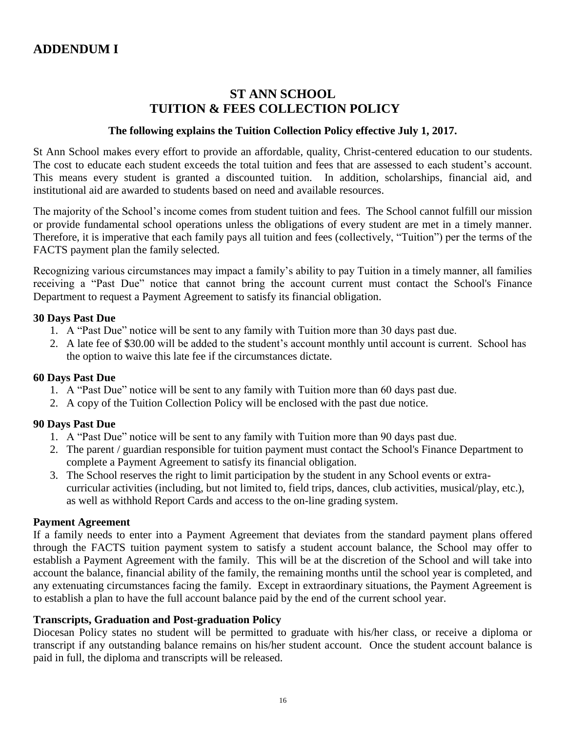# ADDENDUM I

## ST ANN SCHOOL
## TUITION & FEES COLLECTION POLICY

**The following explains the Tuition Collection Policy effective July 1, 2017.**

St Ann School makes every effort to provide an affordable, quality, Christ-centered education to our students. The cost to educate each student exceeds the total tuition and fees that are assessed to each student's account. This means every student is granted a discounted tuition. In addition, scholarships, financial aid, and institutional aid are awarded to students based on need and available resources.

The majority of the School's income comes from student tuition and fees. The School cannot fulfill our mission or provide fundamental school operations unless the obligations of every student are met in a timely manner. Therefore, it is imperative that each family pays all tuition and fees (collectively, "Tuition") per the terms of the FACTS payment plan the family selected.

Recognizing various circumstances may impact a family's ability to pay Tuition in a timely manner, all families receiving a "Past Due" notice that cannot bring the account current must contact the School's Finance Department to request a Payment Agreement to satisfy its financial obligation.

**30 Days Past Due**

1. A "Past Due" notice will be sent to any family with Tuition more than 30 days past due.
2. A late fee of $30.00 will be added to the student's account monthly until account is current. School has the option to waive this late fee if the circumstances dictate.

**60 Days Past Due**

1. A "Past Due" notice will be sent to any family with Tuition more than 60 days past due.
2. A copy of the Tuition Collection Policy will be enclosed with the past due notice.

**90 Days Past Due**

1. A "Past Due" notice will be sent to any family with Tuition more than 90 days past due.
2. The parent / guardian responsible for tuition payment must contact the School's Finance Department to complete a Payment Agreement to satisfy its financial obligation.
3. The School reserves the right to limit participation by the student in any School events or extra-curricular activities (including, but not limited to, field trips, dances, club activities, musical/play, etc.), as well as withhold Report Cards and access to the on-line grading system.

**Payment Agreement**

If a family needs to enter into a Payment Agreement that deviates from the standard payment plans offered through the FACTS tuition payment system to satisfy a student account balance, the School may offer to establish a Payment Agreement with the family. This will be at the discretion of the School and will take into account the balance, financial ability of the family, the remaining months until the school year is completed, and any extenuating circumstances facing the family. Except in extraordinary situations, the Payment Agreement is to establish a plan to have the full account balance paid by the end of the current school year.

**Transcripts, Graduation and Post-graduation Policy**

Diocesan Policy states no student will be permitted to graduate with his/her class, or receive a diploma or transcript if any outstanding balance remains on his/her student account. Once the student account balance is paid in full, the diploma and transcripts will be released.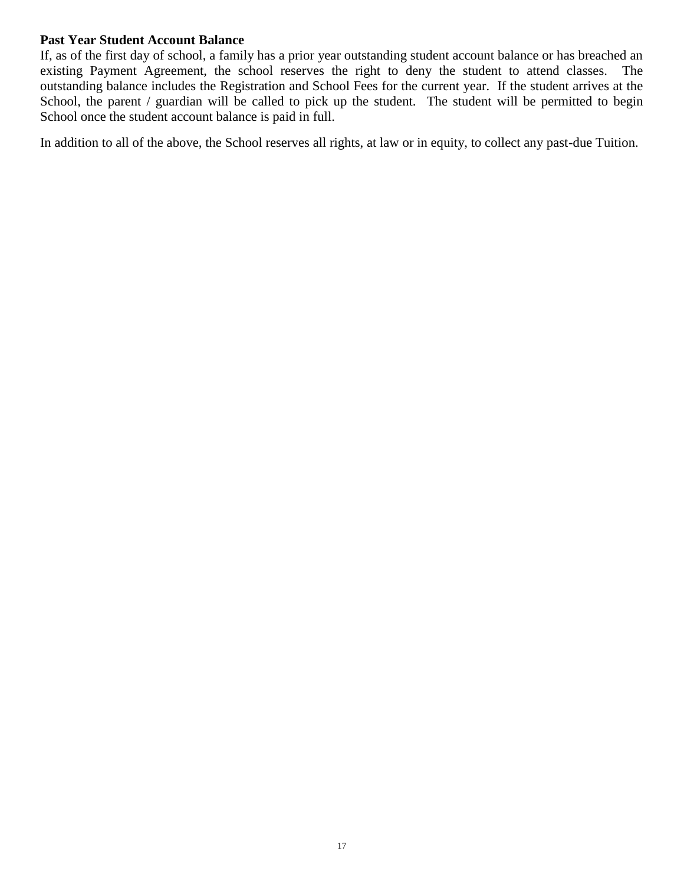**Past Year Student Account Balance**

If, as of the first day of school, a family has a prior year outstanding student account balance or has breached an existing Payment Agreement, the school reserves the right to deny the student to attend classes. The outstanding balance includes the Registration and School Fees for the current year. If the student arrives at the School, the parent / guardian will be called to pick up the student. The student will be permitted to begin School once the student account balance is paid in full.

In addition to all of the above, the School reserves all rights, at law or in equity, to collect any past-due Tuition.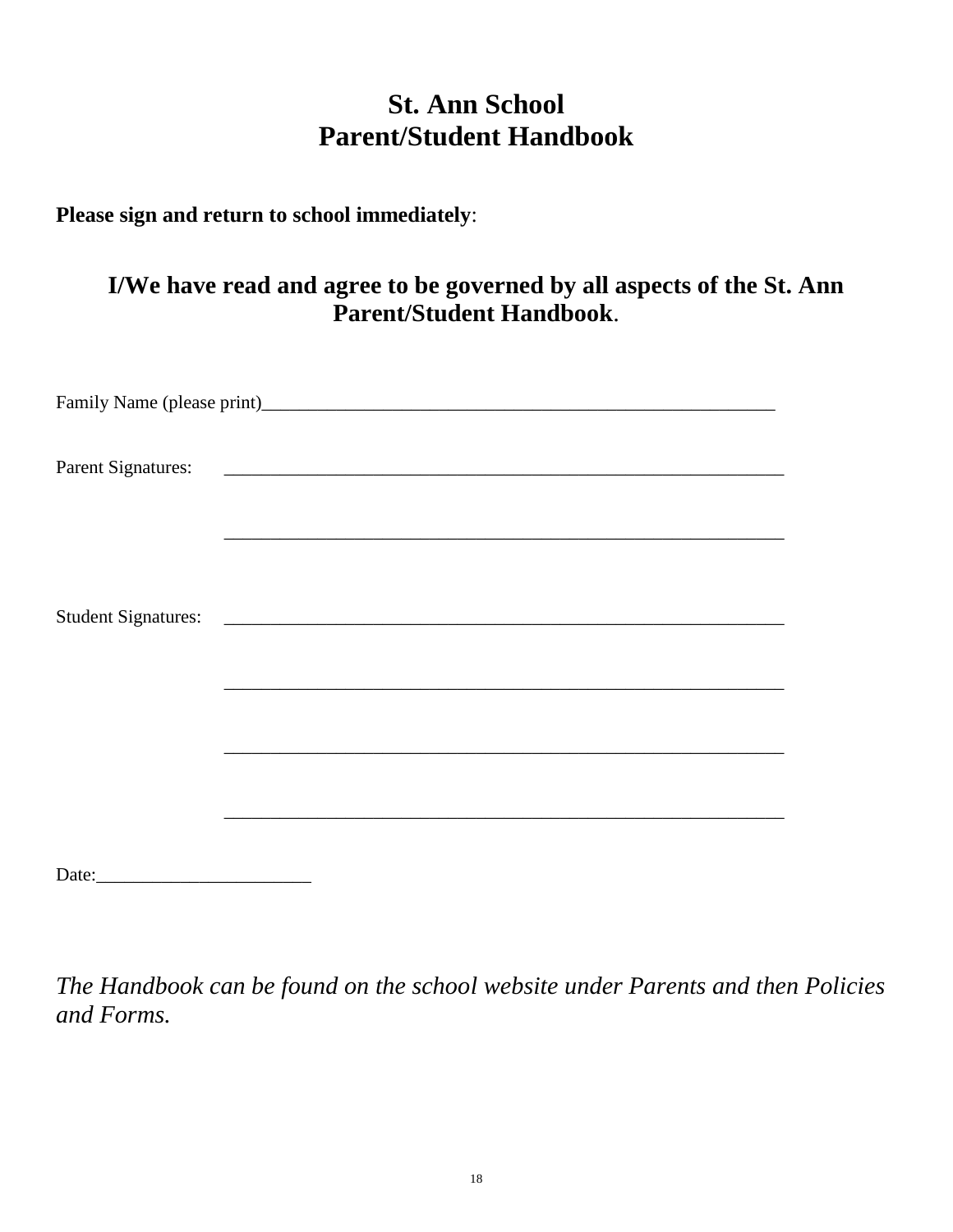# St. Ann School
# Parent/Student Handbook

**Please sign and return to school immediately**:

## I/We have read and agree to be governed by all aspects of the St. Ann Parent/Student Handbook.

Family Name (please print)_________________________________________________________

Parent Signatures: _______________________________________________________________

_______________________________________________________________

Student Signatures: _______________________________________________________________

_______________________________________________________________

_______________________________________________________________

_______________________________________________________________

Date:_______________________

*The Handbook can be found on the school website under Parents and then Policies and Forms.*